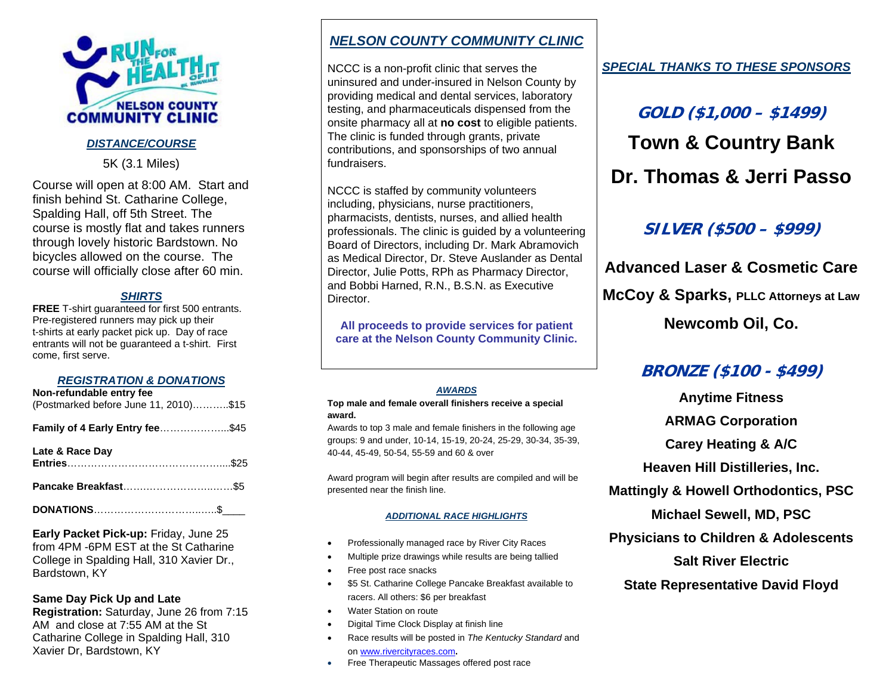RUN FOR THE HEALTH OF IT
NELSON COUNTY COMMUNITY CLINIC

### ***DISTANCE/COURSE***

5K (3.1 Miles)

Course will open at 8:00 AM. Start and finish behind St. Catharine College, Spalding Hall, off 5th Street. The course is mostly flat and takes runners through lovely historic Bardstown. No bicycles allowed on the course. The course will officially close after 60 min.

### ***SHIRTS***

**FREE** T-shirt guaranteed for first 500 entrants. Pre-registered runners may pick up their t-shirts at early packet pick up. Day of race entrants will not be guaranteed a t-shirt. First come, first serve.

### ***REGISTRATION & DONATIONS***

**Non-refundable entry fee**
(Postmarked before June 11, 2010)………..$15

**Family of 4 Early Entry fee**………………...$45

**Late & Race Day Entries**…………………………………….....$25

**Pancake Breakfast**…………………….……$5

**DONATIONS**…………………………..…..$____

**Early Packet Pick-up:** Friday, June 25 from 4PM -6PM EST at the St Catharine College in Spalding Hall, 310 Xavier Dr., Bardstown, KY

**Same Day Pick Up and Late Registration:** Saturday, June 26 from 7:15 AM and close at 7:55 AM at the St Catharine College in Spalding Hall, 310 Xavier Dr, Bardstown, KY

## ***NELSON COUNTY COMMUNITY CLINIC***

NCCC is a non-profit clinic that serves the uninsured and under-insured in Nelson County by providing medical and dental services, laboratory testing, and pharmaceuticals dispensed from the onsite pharmacy all at **no cost** to eligible patients. The clinic is funded through grants, private contributions, and sponsorships of two annual fundraisers.

NCCC is staffed by community volunteers including, physicians, nurse practitioners, pharmacists, dentists, nurses, and allied health professionals. The clinic is guided by a volunteering Board of Directors, including Dr. Mark Abramovich as Medical Director, Dr. Steve Auslander as Dental Director, Julie Potts, RPh as Pharmacy Director, and Bobbi Harned, R.N., B.S.N. as Executive Director.

**All proceeds to provide services for patient care at the Nelson County Community Clinic.**

### ***AWARDS***

**Top male and female overall finishers receive a special award.**

Awards to top 3 male and female finishers in the following age groups: 9 and under, 10-14, 15-19, 20-24, 25-29, 30-34, 35-39, 40-44, 45-49, 50-54, 55-59 and 60 & over

Award program will begin after results are compiled and will be presented near the finish line.

### ***ADDITIONAL RACE HIGHLIGHTS***

- Professionally managed race by River City Races
- Multiple prize drawings while results are being tallied
- Free post race snacks
- $5 St. Catharine College Pancake Breakfast available to racers. All others: $6 per breakfast
- Water Station on route
- Digital Time Clock Display at finish line
- Race results will be posted in *The Kentucky Standard* and on www.rivercityraces.com.
- Free Therapeutic Massages offered post race

## ***SPECIAL THANKS TO THESE SPONSORS***

### ***GOLD ($1,000 – $1499)***

**Town & Country Bank**

**Dr. Thomas & Jerri Passo**

### ***SILVER ($500 – $999)***

**Advanced Laser & Cosmetic Care**

**McCoy & Sparks, PLLC Attorneys at Law**

**Newcomb Oil, Co.**

### ***BRONZE ($100 - $499)***

**Anytime Fitness**

**ARMAG Corporation**

**Carey Heating & A/C**

**Heaven Hill Distilleries, Inc.**

**Mattingly & Howell Orthodontics, PSC**

**Michael Sewell, MD, PSC**

**Physicians to Children & Adolescents**

**Salt River Electric**

**State Representative David Floyd**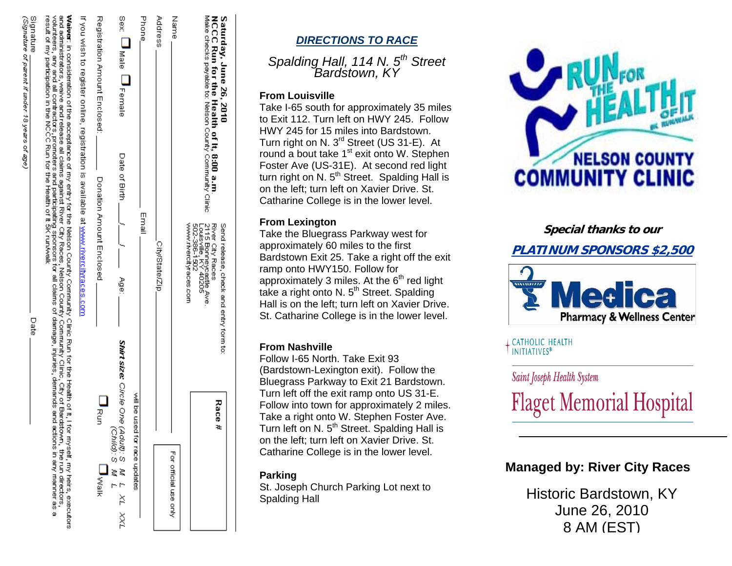Saturday, June 26, 2010
**NCCC Run for the Health of It, 8:00 a.m.**
Make checks payable to: Nelson County Community Clinic

Send release, check and entry form to:
River City Races
2115 Bonnycastle Ave.
Louisville, KY 40205
502-386-1502
www.rivercityraces.com

**Race #**

For official use only

Name ____________________

Address ____________________ City/State/Zip ____________________

Phone ____________________ Email ____________________ will be used for race updates

Sex: ☐ Male ☐ Female Date of Birth ___/___/___ Age: ____ ***Shirt size:*** *Circle One (Adult):* S M L XL XXL *(Child):* S M L

Registration Amount Enclosed: ______ Donation Amount Enclosed ______ ☐ Run ☐ Walk

If you wish to register online, registration is available at www.rivercityraces.com

**Waiver:** In consideration of the acceptance of my entry for the Nelson County Community Clinic Run for the Health of It, I for myself, my heirs, executors and administrators, waive and release all claims against River City Races, Nelson County Community Clinic, City of Bardstown, the run directors, volunteers, any and all contractors, promoters and participating sponsors for all claims of damage, injuries, demands and actions in any manner as a result of my participation in the NCCC Run for the Health of It 5k run/walk.

Signature ____________________ Date ____________________
*(Signature of parent if under 18 years of age)*

## DIRECTIONS TO RACE

*Spalding Hall, 114 N. 5th Street*
*Bardstown, KY*

**From Louisville**
Take I-65 south for approximately 35 miles to Exit 112. Turn left on HWY 245. Follow HWY 245 for 15 miles into Bardstown. Turn right on N. 3rd Street (US 31-E). At round a bout take 1st exit onto W. Stephen Foster Ave (US-31E). At second red light turn right on N. 5th Street. Spalding Hall is on the left; turn left on Xavier Drive. St. Catharine College is in the lower level.

**From Lexington**
Take the Bluegrass Parkway west for approximately 60 miles to the first Bardstown Exit 25. Take a right off the exit ramp onto HWY150. Follow for approximately 3 miles. At the 6th red light take a right onto N. 5th Street. Spalding Hall is on the left; turn left on Xavier Drive. St. Catharine College is in the lower level.

**From Nashville**
Follow I-65 North. Take Exit 93 (Bardstown-Lexington exit). Follow the Bluegrass Parkway to Exit 21 Bardstown. Turn left off the exit ramp onto US 31-E. Follow into town for approximately 2 miles. Take a right onto W. Stephen Foster Ave. Turn left on N. 5th Street. Spalding Hall is on the left; turn left on Xavier Drive. St. Catharine College is in the lower level.

**Parking**
St. Joseph Church Parking Lot next to Spalding Hall

RUN FOR THE HEALTH OF IT
5K RUN/WALK
NELSON COUNTY COMMUNITY CLINIC

***Special thanks to our***

***PLATINUM SPONSORS $2,500***

Medica Pharmacy & Wellness Center

CATHOLIC HEALTH INITIATIVES®

Saint Joseph Health System
Flaget Memorial Hospital

**Managed by: River City Races**

Historic Bardstown, KY
June 26, 2010
8 AM (EST)